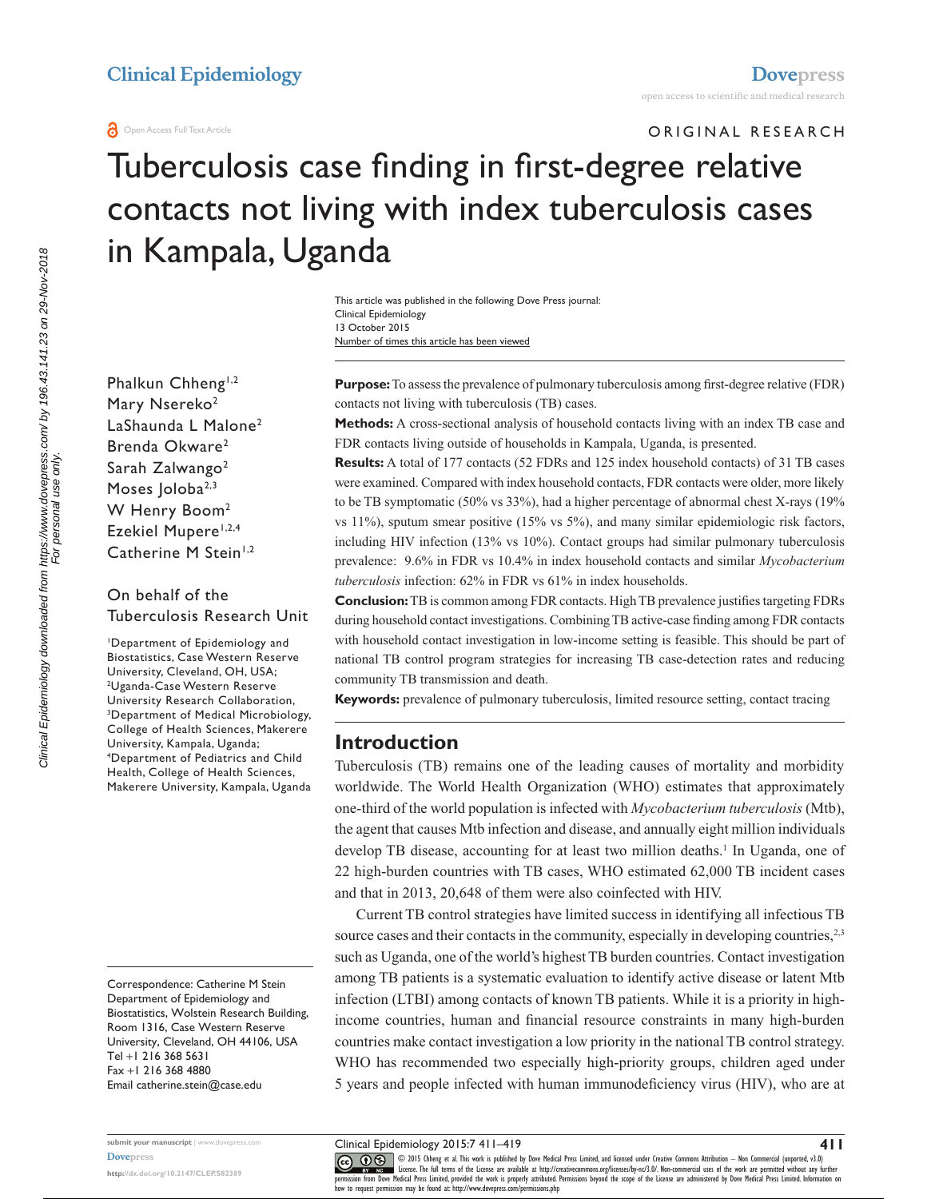ORIGINAL RESEARCH

# Tuberculosis case finding in first-degree relative contacts not living with index tuberculosis cases in Kampala, Uganda

Phalkun Chheng[1,2]
Mary Nsereko[2]
LaShaunda L Malone[2]
Brenda Okware[2]
Sarah Zalwango[2]
Moses Joloba[2,3]
W Henry Boom[2]
Ezekiel Mupere[1,2,4]
Catherine M Stein[1,2]

On behalf of the Tuberculosis Research Unit

[1]Department of Epidemiology and Biostatistics, Case Western Reserve University, Cleveland, OH, USA; [2]Uganda-Case Western Reserve University Research Collaboration, [3]Department of Medical Microbiology, College of Health Sciences, Makerere University, Kampala, Uganda; [4]Department of Pediatrics and Child Health, College of Health Sciences, Makerere University, Kampala, Uganda

Correspondence: Catherine M Stein
Department of Epidemiology and Biostatistics, Wolstein Research Building, Room 1316, Case Western Reserve University, Cleveland, OH 44106, USA
Tel +1 216 368 5631
Fax +1 216 368 4880
Email catherine.stein@case.edu

**Purpose:** To assess the prevalence of pulmonary tuberculosis among first-degree relative (FDR) contacts not living with tuberculosis (TB) cases.

**Methods:** A cross-sectional analysis of household contacts living with an index TB case and FDR contacts living outside of households in Kampala, Uganda, is presented.

**Results:** A total of 177 contacts (52 FDRs and 125 index household contacts) of 31 TB cases were examined. Compared with index household contacts, FDR contacts were older, more likely to be TB symptomatic (50% vs 33%), had a higher percentage of abnormal chest X-rays (19% vs 11%), sputum smear positive (15% vs 5%), and many similar epidemiologic risk factors, including HIV infection (13% vs 10%). Contact groups had similar pulmonary tuberculosis prevalence: 9.6% in FDR vs 10.4% in index household contacts and similar *Mycobacterium tuberculosis* infection: 62% in FDR vs 61% in index households.

**Conclusion:** TB is common among FDR contacts. High TB prevalence justifies targeting FDRs during household contact investigations. Combining TB active-case finding among FDR contacts with household contact investigation in low-income setting is feasible. This should be part of national TB control program strategies for increasing TB case-detection rates and reducing community TB transmission and death.

**Keywords:** prevalence of pulmonary tuberculosis, limited resource setting, contact tracing

## Introduction

Tuberculosis (TB) remains one of the leading causes of mortality and morbidity worldwide. The World Health Organization (WHO) estimates that approximately one-third of the world population is infected with *Mycobacterium tuberculosis* (Mtb), the agent that causes Mtb infection and disease, and annually eight million individuals develop TB disease, accounting for at least two million deaths.[1] In Uganda, one of 22 high-burden countries with TB cases, WHO estimated 62,000 TB incident cases and that in 2013, 20,648 of them were also coinfected with HIV.

Current TB control strategies have limited success in identifying all infectious TB source cases and their contacts in the community, especially in developing countries,[2,3] such as Uganda, one of the world's highest TB burden countries. Contact investigation among TB patients is a systematic evaluation to identify active disease or latent Mtb infection (LTBI) among contacts of known TB patients. While it is a priority in high-income countries, human and financial resource constraints in many high-burden countries make contact investigation a low priority in the national TB control strategy. WHO has recommended two especially high-priority groups, children aged under 5 years and people infected with human immunodeficiency virus (HIV), who are at

© 2015 Chheng et al. This work is published by Dove Medical Press Limited, and licensed under Creative Commons Attribution – Non Commercial (unported, v3.0) License. The full terms of the License are available at http://creativecommons.org/licenses/by-nc/3.0/. Non-commercial uses of the work are permitted without any further permission from Dove Medical Press Limited, provided the work is properly attributed. Permissions beyond the scope of the License are administered by Dove Medical Press Limited. Information on how to request permission may be found at: http://www.dovepress.com/permissions.php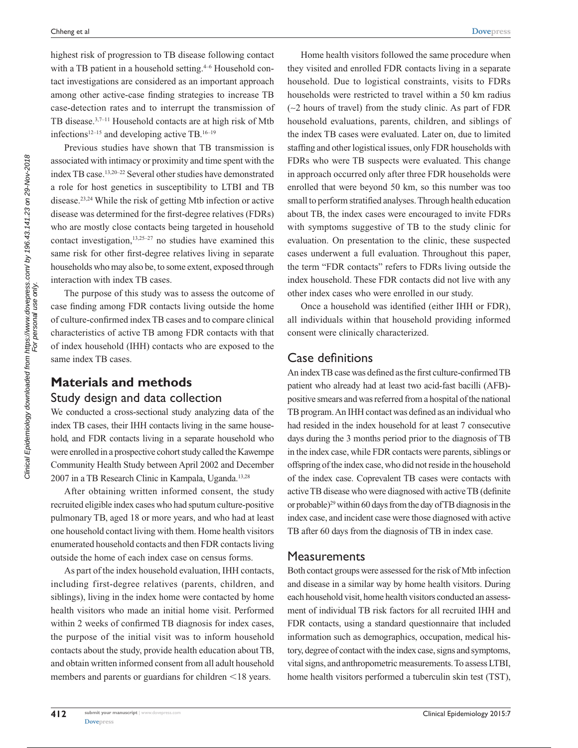highest risk of progression to TB disease following contact with a TB patient in a household setting.[4–6] Household contact investigations are considered as an important approach among other active-case finding strategies to increase TB case-detection rates and to interrupt the transmission of TB disease.[3,7–11] Household contacts are at high risk of Mtb infections[12–15] and developing active TB.[16–19]

Previous studies have shown that TB transmission is associated with intimacy or proximity and time spent with the index TB case.[13,20–22] Several other studies have demonstrated a role for host genetics in susceptibility to LTBI and TB disease.[23,24] While the risk of getting Mtb infection or active disease was determined for the first-degree relatives (FDRs) who are mostly close contacts being targeted in household contact investigation,[13,25–27] no studies have examined this same risk for other first-degree relatives living in separate households who may also be, to some extent, exposed through interaction with index TB cases.

The purpose of this study was to assess the outcome of case finding among FDR contacts living outside the home of culture-confirmed index TB cases and to compare clinical characteristics of active TB among FDR contacts with that of index household (IHH) contacts who are exposed to the same index TB cases.

## Materials and methods

### Study design and data collection

We conducted a cross-sectional study analyzing data of the index TB cases, their IHH contacts living in the same household, and FDR contacts living in a separate household who were enrolled in a prospective cohort study called the Kawempe Community Health Study between April 2002 and December 2007 in a TB Research Clinic in Kampala, Uganda.[13,28]

After obtaining written informed consent, the study recruited eligible index cases who had sputum culture-positive pulmonary TB, aged 18 or more years, and who had at least one household contact living with them. Home health visitors enumerated household contacts and then FDR contacts living outside the home of each index case on census forms.

As part of the index household evaluation, IHH contacts, including first-degree relatives (parents, children, and siblings), living in the index home were contacted by home health visitors who made an initial home visit. Performed within 2 weeks of confirmed TB diagnosis for index cases, the purpose of the initial visit was to inform household contacts about the study, provide health education about TB, and obtain written informed consent from all adult household members and parents or guardians for children <18 years.

Home health visitors followed the same procedure when they visited and enrolled FDR contacts living in a separate household. Due to logistical constraints, visits to FDRs households were restricted to travel within a 50 km radius (~2 hours of travel) from the study clinic. As part of FDR household evaluations, parents, children, and siblings of the index TB cases were evaluated. Later on, due to limited staffing and other logistical issues, only FDR households with FDRs who were TB suspects were evaluated. This change in approach occurred only after three FDR households were enrolled that were beyond 50 km, so this number was too small to perform stratified analyses. Through health education about TB, the index cases were encouraged to invite FDRs with symptoms suggestive of TB to the study clinic for evaluation. On presentation to the clinic, these suspected cases underwent a full evaluation. Throughout this paper, the term "FDR contacts" refers to FDRs living outside the index household. These FDR contacts did not live with any other index cases who were enrolled in our study.

Once a household was identified (either IHH or FDR), all individuals within that household providing informed consent were clinically characterized.

### Case definitions

An index TB case was defined as the first culture-confirmed TB patient who already had at least two acid-fast bacilli (AFB)-positive smears and was referred from a hospital of the national TB program. An IHH contact was defined as an individual who had resided in the index household for at least 7 consecutive days during the 3 months period prior to the diagnosis of TB in the index case, while FDR contacts were parents, siblings or offspring of the index case, who did not reside in the household of the index case. Coprevalent TB cases were contacts with active TB disease who were diagnosed with active TB (definite or probable)[29] within 60 days from the day of TB diagnosis in the index case, and incident case were those diagnosed with active TB after 60 days from the diagnosis of TB in index case.

### Measurements

Both contact groups were assessed for the risk of Mtb infection and disease in a similar way by home health visitors. During each household visit, home health visitors conducted an assessment of individual TB risk factors for all recruited IHH and FDR contacts, using a standard questionnaire that included information such as demographics, occupation, medical history, degree of contact with the index case, signs and symptoms, vital signs, and anthropometric measurements. To assess LTBI, home health visitors performed a tuberculin skin test (TST),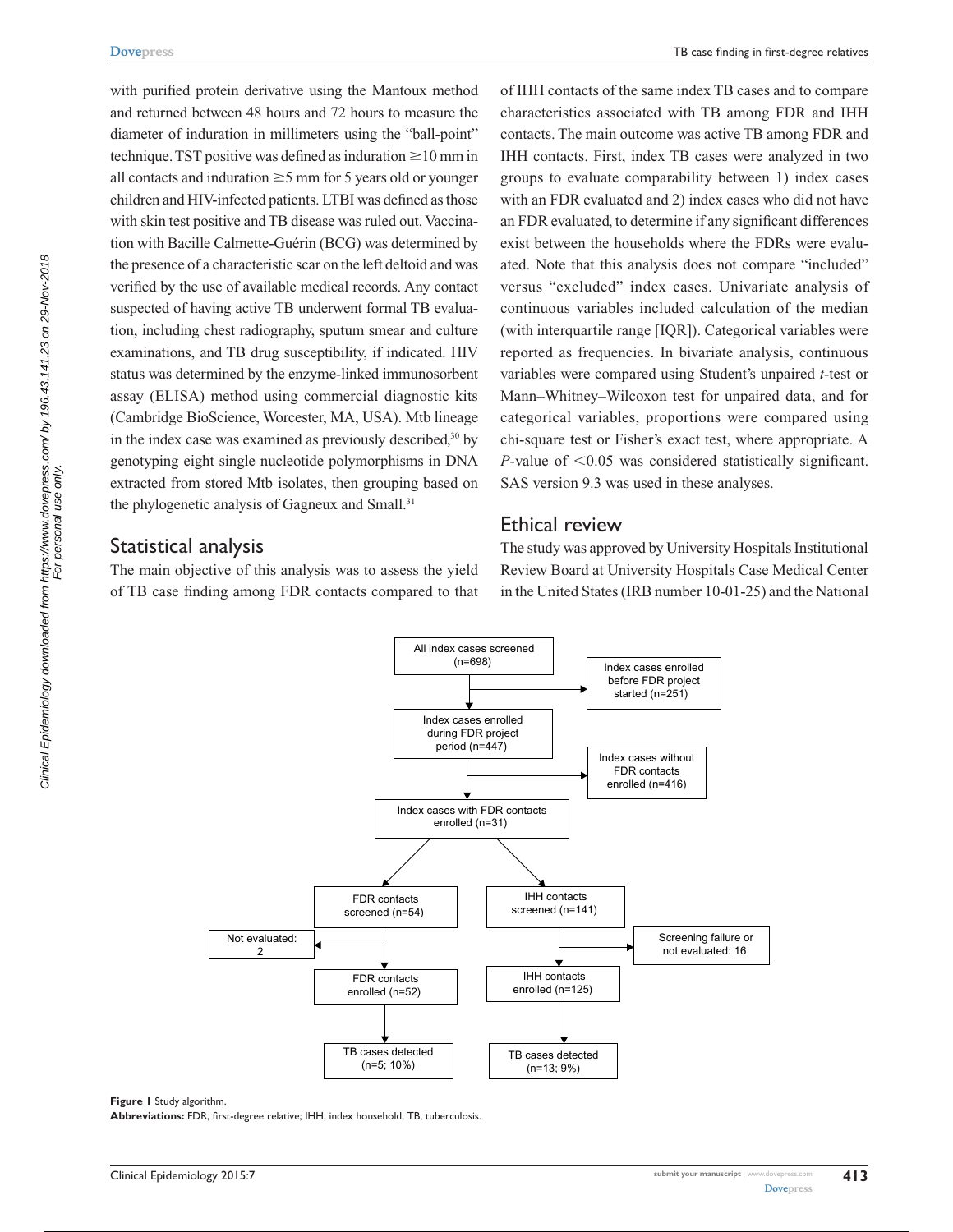with purified protein derivative using the Mantoux method and returned between 48 hours and 72 hours to measure the diameter of induration in millimeters using the "ball-point" technique. TST positive was defined as induration ≥10 mm in all contacts and induration ≥5 mm for 5 years old or younger children and HIV-infected patients. LTBI was defined as those with skin test positive and TB disease was ruled out. Vaccination with Bacille Calmette-Guérin (BCG) was determined by the presence of a characteristic scar on the left deltoid and was verified by the use of available medical records. Any contact suspected of having active TB underwent formal TB evaluation, including chest radiography, sputum smear and culture examinations, and TB drug susceptibility, if indicated. HIV status was determined by the enzyme-linked immunosorbent assay (ELISA) method using commercial diagnostic kits (Cambridge BioScience, Worcester, MA, USA). Mtb lineage in the index case was examined as previously described,[30] by genotyping eight single nucleotide polymorphisms in DNA extracted from stored Mtb isolates, then grouping based on the phylogenetic analysis of Gagneux and Small.[31]

## Statistical analysis

The main objective of this analysis was to assess the yield of TB case finding among FDR contacts compared to that of IHH contacts of the same index TB cases and to compare characteristics associated with TB among FDR and IHH contacts. The main outcome was active TB among FDR and IHH contacts. First, index TB cases were analyzed in two groups to evaluate comparability between 1) index cases with an FDR evaluated and 2) index cases who did not have an FDR evaluated, to determine if any significant differences exist between the households where the FDRs were evaluated. Note that this analysis does not compare "included" versus "excluded" index cases. Univariate analysis of continuous variables included calculation of the median (with interquartile range [IQR]). Categorical variables were reported as frequencies. In bivariate analysis, continuous variables were compared using Student's unpaired *t*-test or Mann–Whitney–Wilcoxon test for unpaired data, and for categorical variables, proportions were compared using chi-square test or Fisher's exact test, where appropriate. A *P*-value of <0.05 was considered statistically significant. SAS version 9.3 was used in these analyses.

## Ethical review

The study was approved by University Hospitals Institutional Review Board at University Hospitals Case Medical Center in the United States (IRB number 10-01-25) and the National

All index cases screened (n=698)
Index cases enrolled before FDR project started (n=251)
Index cases enrolled during FDR project period (n=447)
Index cases without FDR contacts enrolled (n=416)
Index cases with FDR contacts enrolled (n=31)
FDR contacts screened (n=54)
IHH contacts screened (n=141)
Not evaluated: 2
Screening failure or not evaluated: 16
FDR contacts enrolled (n=52)
IHH contacts enrolled (n=125)
TB cases detected (n=5; 10%)
TB cases detected (n=13; 9%)

**Figure 1** Study algorithm.
**Abbreviations:** FDR, first-degree relative; IHH, index household; TB, tuberculosis.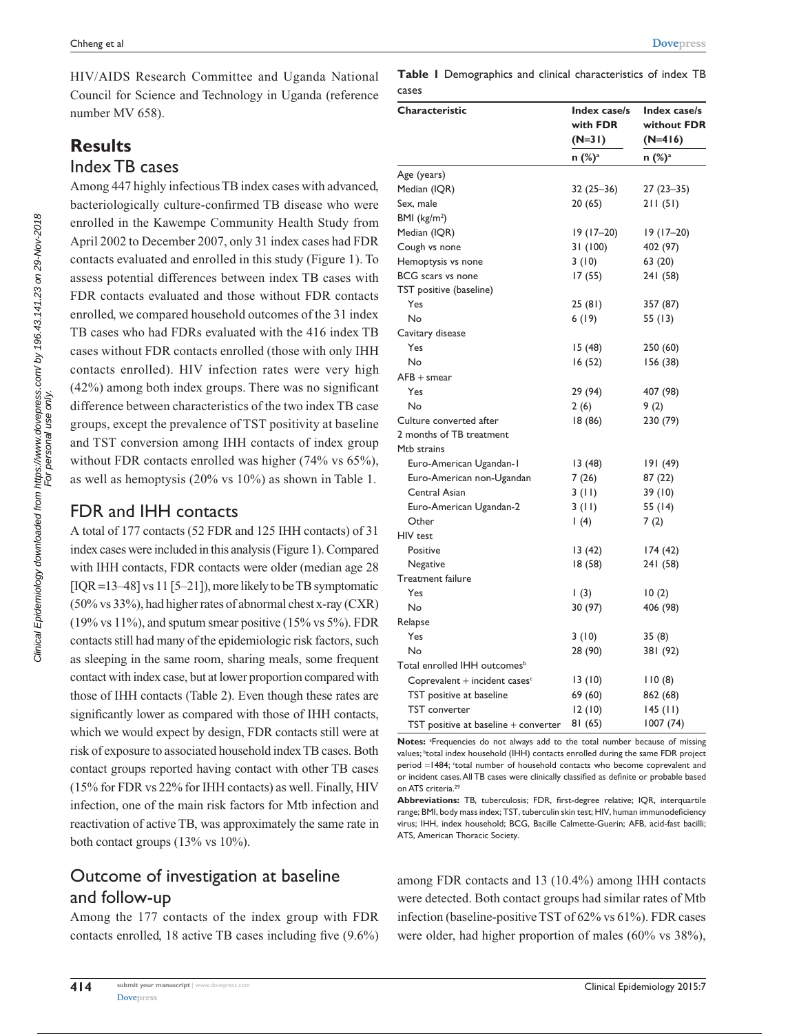HIV/AIDS Research Committee and Uganda National Council for Science and Technology in Uganda (reference number MV 658).

## Results

### Index TB cases

Among 447 highly infectious TB index cases with advanced, bacteriologically culture-confirmed TB disease who were enrolled in the Kawempe Community Health Study from April 2002 to December 2007, only 31 index cases had FDR contacts evaluated and enrolled in this study (Figure 1). To assess potential differences between index TB cases with FDR contacts evaluated and those without FDR contacts enrolled, we compared household outcomes of the 31 index TB cases who had FDRs evaluated with the 416 index TB cases without FDR contacts enrolled (those with only IHH contacts enrolled). HIV infection rates were very high (42%) among both index groups. There was no significant difference between characteristics of the two index TB case groups, except the prevalence of TST positivity at baseline and TST conversion among IHH contacts of index group without FDR contacts enrolled was higher (74% vs 65%), as well as hemoptysis (20% vs 10%) as shown in Table 1.

### FDR and IHH contacts

A total of 177 contacts (52 FDR and 125 IHH contacts) of 31 index cases were included in this analysis (Figure 1). Compared with IHH contacts, FDR contacts were older (median age 28 [IQR =13–48] vs 11 [5–21]), more likely to be TB symptomatic (50% vs 33%), had higher rates of abnormal chest x-ray (CXR) (19% vs 11%), and sputum smear positive (15% vs 5%). FDR contacts still had many of the epidemiologic risk factors, such as sleeping in the same room, sharing meals, some frequent contact with index case, but at lower proportion compared with those of IHH contacts (Table 2). Even though these rates are significantly lower as compared with those of IHH contacts, which we would expect by design, FDR contacts still were at risk of exposure to associated household index TB cases. Both contact groups reported having contact with other TB cases (15% for FDR vs 22% for IHH contacts) as well. Finally, HIV infection, one of the main risk factors for Mtb infection and reactivation of active TB, was approximately the same rate in both contact groups (13% vs 10%).

### Outcome of investigation at baseline and follow-up

Among the 177 contacts of the index group with FDR contacts enrolled, 18 active TB cases including five (9.6%) among FDR contacts and 13 (10.4%) among IHH contacts were detected. Both contact groups had similar rates of Mtb infection (baseline-positive TST of 62% vs 61%). FDR cases were older, had higher proportion of males (60% vs 38%),

**Table 1** Demographics and clinical characteristics of index TB cases

| Characteristic | Index case/s with FDR (N=31) n (%)[a] | Index case/s without FDR (N=416) n (%)[a] |
|---|---|---|
| Age (years) | | |
| Median (IQR) | 32 (25–36) | 27 (23–35) |
| Sex, male | 20 (65) | 211 (51) |
| BMI (kg/m$^2$) | | |
| Median (IQR) | 19 (17–20) | 19 (17–20) |
| Cough vs none | 31 (100) | 402 (97) |
| Hemoptysis vs none | 3 (10) | 63 (20) |
| BCG scars vs none | 17 (55) | 241 (58) |
| TST positive (baseline) | | |
| Yes | 25 (81) | 357 (87) |
| No | 6 (19) | 55 (13) |
| Cavitary disease | | |
| Yes | 15 (48) | 250 (60) |
| No | 16 (52) | 156 (38) |
| AFB + smear | | |
| Yes | 29 (94) | 407 (98) |
| No | 2 (6) | 9 (2) |
| Culture converted after 2 months of TB treatment | 18 (86) | 230 (79) |
| Mtb strains | | |
| Euro-American Ugandan-1 | 13 (48) | 191 (49) |
| Euro-American non-Ugandan | 7 (26) | 87 (22) |
| Central Asian | 3 (11) | 39 (10) |
| Euro-American Ugandan-2 | 3 (11) | 55 (14) |
| Other | 1 (4) | 7 (2) |
| HIV test | | |
| Positive | 13 (42) | 174 (42) |
| Negative | 18 (58) | 241 (58) |
| Treatment failure | | |
| Yes | 1 (3) | 10 (2) |
| No | 30 (97) | 406 (98) |
| Relapse | | |
| Yes | 3 (10) | 35 (8) |
| No | 28 (90) | 381 (92) |
| Total enrolled IHH outcomes[b] | | |
| Coprevalent + incident cases[c] | 13 (10) | 110 (8) |
| TST positive at baseline | 69 (60) | 862 (68) |
| TST converter | 12 (10) | 145 (11) |
| TST positive at baseline + converter | 81 (65) | 1007 (74) |

**Notes:** [a]Frequencies do not always add to the total number because of missing values; [b]total index household (IHH) contacts enrolled during the same FDR project period =1484; [c]total number of household contacts who become coprevalent and or incident cases. All TB cases were clinically classified as definite or probable based on ATS criteria.[29]

**Abbreviations:** TB, tuberculosis; FDR, first-degree relative; IQR, interquartile range; BMI, body mass index; TST, tuberculin skin test; HIV, human immunodeficiency virus; IHH, index household; BCG, Bacille Calmette-Guerin; AFB, acid-fast bacilli; ATS, American Thoracic Society.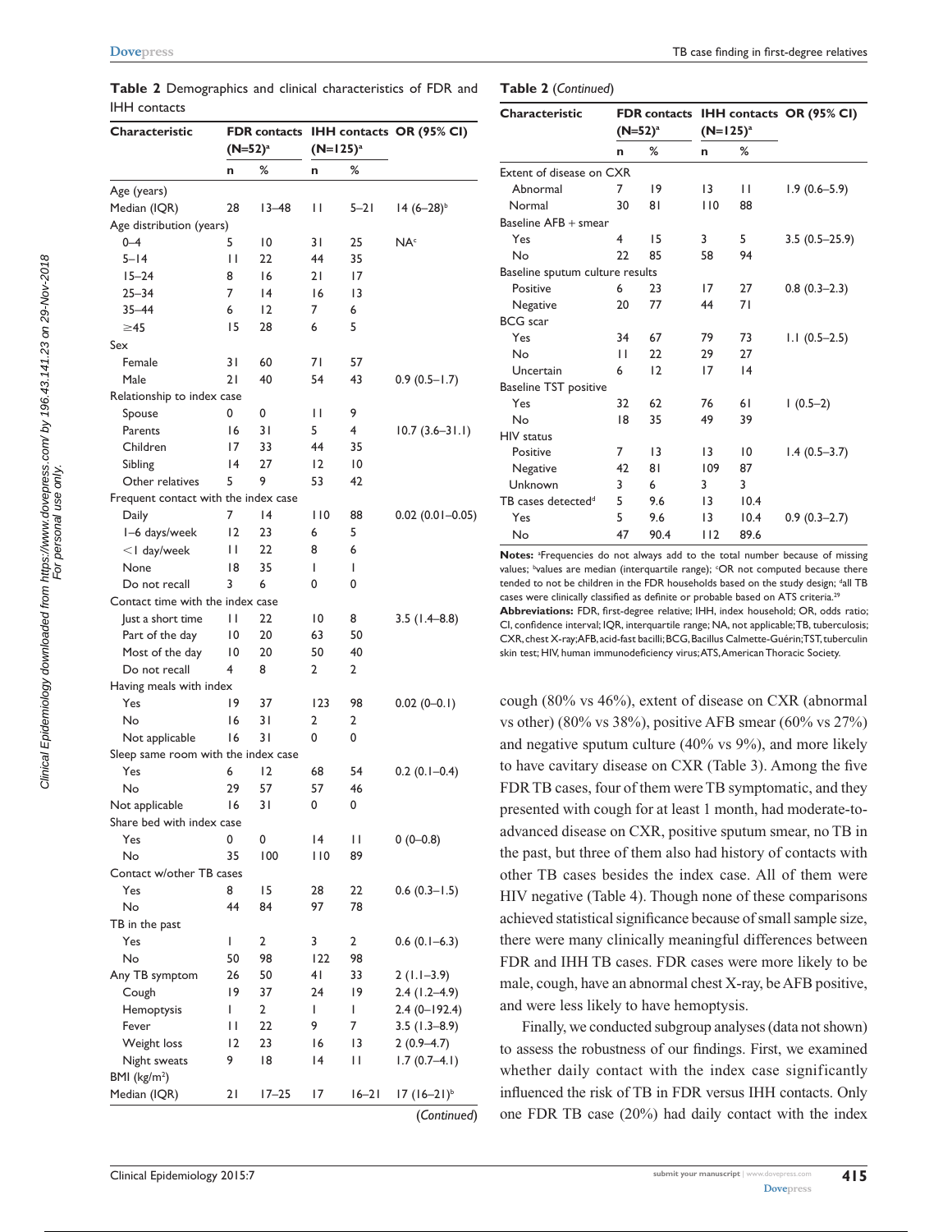**Table 2** Demographics and clinical characteristics of FDR and IHH contacts

| Characteristic | FDR contacts (N=52)[a] | | IHH contacts (N=125)[a] | | OR (95% CI) |
|---|---|---|---|---|---|
| | n | % | n | % | |
| Age (years) | | | | | |
| Median (IQR) | 28 | 13–48 | 11 | 5–21 | 14 (6–28)[b] |
| Age distribution (years) | | | | | |
| 0–4 | 5 | 10 | 31 | 25 | NA[c] |
| 5–14 | 11 | 22 | 44 | 35 | |
| 15–24 | 8 | 16 | 21 | 17 | |
| 25–34 | 7 | 14 | 16 | 13 | |
| 35–44 | 6 | 12 | 7 | 6 | |
| ≥45 | 15 | 28 | 6 | 5 | |
| Sex | | | | | |
| Female | 31 | 60 | 71 | 57 | |
| Male | 21 | 40 | 54 | 43 | 0.9 (0.5–1.7) |
| Relationship to index case | | | | | |
| Spouse | 0 | 0 | 11 | 9 | |
| Parents | 16 | 31 | 5 | 4 | 10.7 (3.6–31.1) |
| Children | 17 | 33 | 44 | 35 | |
| Sibling | 14 | 27 | 12 | 10 | |
| Other relatives | 5 | 9 | 53 | 42 | |
| Frequent contact with the index case | | | | | |
| Daily | 7 | 14 | 110 | 88 | 0.02 (0.01–0.05) |
| 1–6 days/week | 12 | 23 | 6 | 5 | |
| <1 day/week | 11 | 22 | 8 | 6 | |
| None | 18 | 35 | 1 | 1 | |
| Do not recall | 3 | 6 | 0 | 0 | |
| Contact time with the index case | | | | | |
| Just a short time | 11 | 22 | 10 | 8 | 3.5 (1.4–8.8) |
| Part of the day | 10 | 20 | 63 | 50 | |
| Most of the day | 10 | 20 | 50 | 40 | |
| Do not recall | 4 | 8 | 2 | 2 | |
| Having meals with index | | | | | |
| Yes | 19 | 37 | 123 | 98 | 0.02 (0–0.1) |
| No | 16 | 31 | 2 | 2 | |
| Not applicable | 16 | 31 | 0 | 0 | |
| Sleep same room with the index case | | | | | |
| Yes | 6 | 12 | 68 | 54 | 0.2 (0.1–0.4) |
| No | 29 | 57 | 57 | 46 | |
| Not applicable | 16 | 31 | 0 | 0 | |
| Share bed with index case | | | | | |
| Yes | 0 | 0 | 14 | 11 | 0 (0–0.8) |
| No | 35 | 100 | 110 | 89 | |
| Contact w/other TB cases | | | | | |
| Yes | 8 | 15 | 28 | 22 | 0.6 (0.3–1.5) |
| No | 44 | 84 | 97 | 78 | |
| TB in the past | | | | | |
| Yes | 1 | 2 | 3 | 2 | 0.6 (0.1–6.3) |
| No | 50 | 98 | 122 | 98 | |
| Any TB symptom | 26 | 50 | 41 | 33 | 2 (1.1–3.9) |
| Cough | 19 | 37 | 24 | 19 | 2.4 (1.2–4.9) |
| Hemoptysis | 1 | 2 | 1 | 1 | 2.4 (0–192.4) |
| Fever | 11 | 22 | 9 | 7 | 3.5 (1.3–8.9) |
| Weight loss | 12 | 23 | 16 | 13 | 2 (0.9–4.7) |
| Night sweats | 9 | 18 | 14 | 11 | 1.7 (0.7–4.1) |
| BMI (kg/m$^2$) | | | | | |
| Median (IQR) | 21 | 17–25 | 17 | 16–21 | 17 (16–21)[b] |
| Extent of disease on CXR | | | | | |
| Abnormal | 7 | 19 | 13 | 11 | 1.9 (0.6–5.9) |
| Normal | 30 | 81 | 110 | 88 | |
| Baseline AFB + smear | | | | | |
| Yes | 4 | 15 | 3 | 5 | 3.5 (0.5–25.9) |
| No | 22 | 85 | 58 | 94 | |
| Baseline sputum culture results | | | | | |
| Positive | 6 | 23 | 17 | 27 | 0.8 (0.3–2.3) |
| Negative | 20 | 77 | 44 | 71 | |
| BCG scar | | | | | |
| Yes | 34 | 67 | 79 | 73 | 1.1 (0.5–2.5) |
| No | 11 | 22 | 29 | 27 | |
| Uncertain | 6 | 12 | 17 | 14 | |
| Baseline TST positive | | | | | |
| Yes | 32 | 62 | 76 | 61 | 1 (0.5–2) |
| No | 18 | 35 | 49 | 39 | |
| HIV status | | | | | |
| Positive | 7 | 13 | 13 | 10 | 1.4 (0.5–3.7) |
| Negative | 42 | 81 | 109 | 87 | |
| Unknown | 3 | 6 | 3 | 3 | |
| TB cases detected[d] | 5 | 9.6 | 13 | 10.4 | |
| Yes | 5 | 9.6 | 13 | 10.4 | 0.9 (0.3–2.7) |
| No | 47 | 90.4 | 112 | 89.6 | |

**Notes:** [a]Frequencies do not always add to the total number because of missing values; [b]values are median (interquartile range); [c]OR not computed because there tended to not be children in the FDR households based on the study design; [d]all TB cases were clinically classified as definite or probable based on ATS criteria.[29]

**Abbreviations:** FDR, first-degree relative; IHH, index household; OR, odds ratio; CI, confidence interval; IQR, interquartile range; NA, not applicable; TB, tuberculosis; CXR, chest X-ray; AFB, acid-fast bacilli; BCG, Bacillus Calmette-Guérin; TST, tuberculin skin test; HIV, human immunodeficiency virus; ATS, American Thoracic Society.

cough (80% vs 46%), extent of disease on CXR (abnormal vs other) (80% vs 38%), positive AFB smear (60% vs 27%) and negative sputum culture (40% vs 9%), and more likely to have cavitary disease on CXR (Table 3). Among the five FDR TB cases, four of them were TB symptomatic, and they presented with cough for at least 1 month, had moderate-to-advanced disease on CXR, positive sputum smear, no TB in the past, but three of them also had history of contacts with other TB cases besides the index case. All of them were HIV negative (Table 4). Though none of these comparisons achieved statistical significance because of small sample size, there were many clinically meaningful differences between FDR and IHH TB cases. FDR cases were more likely to be male, cough, have an abnormal chest X-ray, be AFB positive, and were less likely to have hemoptysis.

Finally, we conducted subgroup analyses (data not shown) to assess the robustness of our findings. First, we examined whether daily contact with the index case significantly influenced the risk of TB in FDR versus IHH contacts. Only one FDR TB case (20%) had daily contact with the index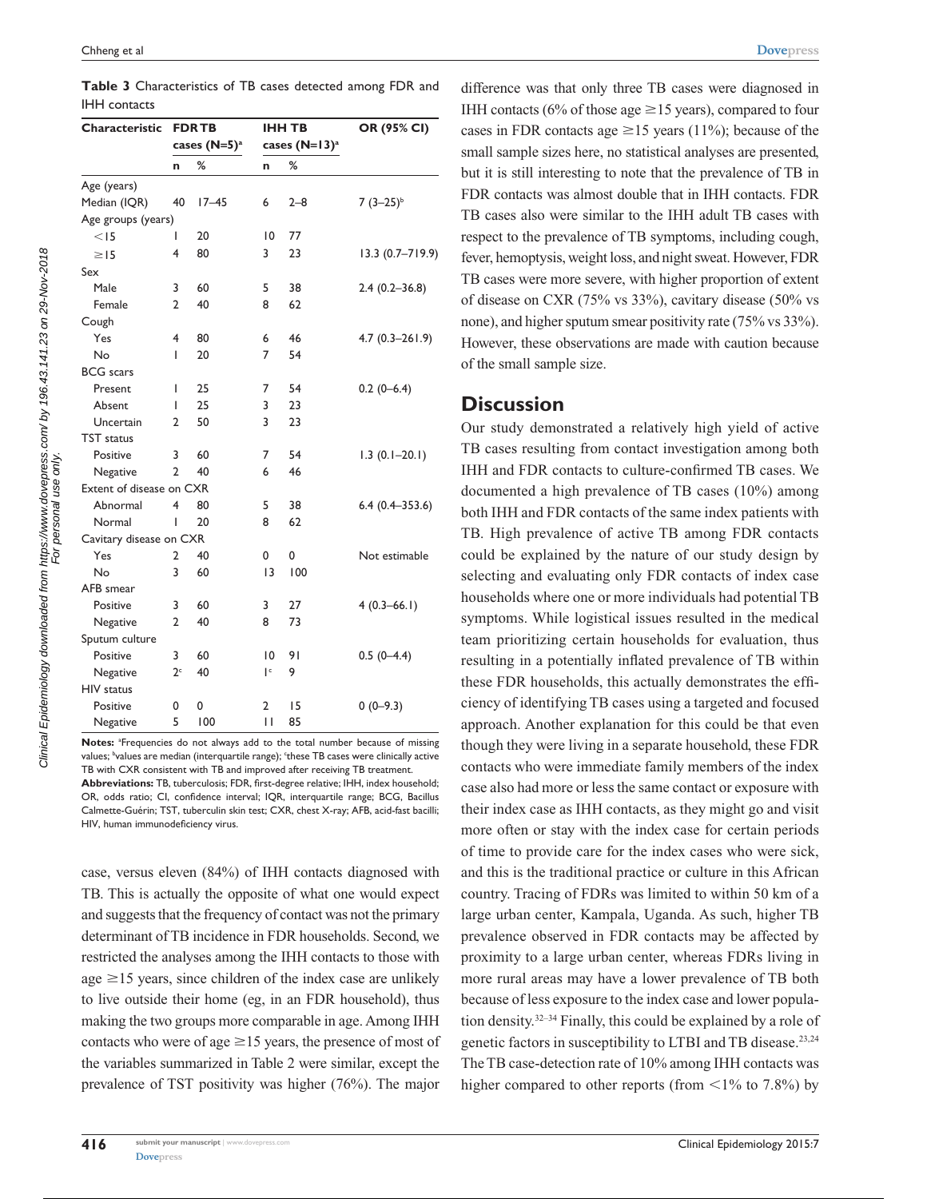**Table 3** Characteristics of TB cases detected among FDR and IHH contacts

| Characteristic | FDR TB cases (N=5)[a] | | IHH TB cases (N=13)[a] | | OR (95% CI) |
|---|---|---|---|---|---|
| | n | % | n | % | |
| Age (years) | | | | | |
| Median (IQR) | 40 | 17–45 | 6 | 2–8 | 7 (3–25)[b] |
| Age groups (years) | | | | | |
| <15 | 1 | 20 | 10 | 77 | |
| ≥15 | 4 | 80 | 3 | 23 | 13.3 (0.7–719.9) |
| Sex | | | | | |
| Male | 3 | 60 | 5 | 38 | 2.4 (0.2–36.8) |
| Female | 2 | 40 | 8 | 62 | |
| Cough | | | | | |
| Yes | 4 | 80 | 6 | 46 | 4.7 (0.3–261.9) |
| No | 1 | 20 | 7 | 54 | |
| BCG scars | | | | | |
| Present | 1 | 25 | 7 | 54 | 0.2 (0–6.4) |
| Absent | 1 | 25 | 3 | 23 | |
| Uncertain | 2 | 50 | 3 | 23 | |
| TST status | | | | | |
| Positive | 3 | 60 | 7 | 54 | 1.3 (0.1–20.1) |
| Negative | 2 | 40 | 6 | 46 | |
| Extent of disease on CXR | | | | | |
| Abnormal | 4 | 80 | 5 | 38 | 6.4 (0.4–353.6) |
| Normal | 1 | 20 | 8 | 62 | |
| Cavitary disease on CXR | | | | | |
| Yes | 2 | 40 | 0 | 0 | Not estimable |
| No | 3 | 60 | 13 | 100 | |
| AFB smear | | | | | |
| Positive | 3 | 60 | 3 | 27 | 4 (0.3–66.1) |
| Negative | 2 | 40 | 8 | 73 | |
| Sputum culture | | | | | |
| Positive | 3 | 60 | 10 | 91 | 0.5 (0–4.4) |
| Negative | 2[c] | 40 | 1[c] | 9 | |
| HIV status | | | | | |
| Positive | 0 | 0 | 2 | 15 | 0 (0–9.3) |
| Negative | 5 | 100 | 11 | 85 | |

**Notes:** [a]Frequencies do not always add to the total number because of missing values; [b]values are median (interquartile range); [c]these TB cases were clinically active TB with CXR consistent with TB and improved after receiving TB treatment.
**Abbreviations:** TB, tuberculosis; FDR, first-degree relative; IHH, index household; OR, odds ratio; CI, confidence interval; IQR, interquartile range; BCG, Bacillus Calmette-Guérin; TST, tuberculin skin test; CXR, chest X-ray; AFB, acid-fast bacilli; HIV, human immunodeficiency virus.

case, versus eleven (84%) of IHH contacts diagnosed with TB. This is actually the opposite of what one would expect and suggests that the frequency of contact was not the primary determinant of TB incidence in FDR households. Second, we restricted the analyses among the IHH contacts to those with age ≥15 years, since children of the index case are unlikely to live outside their home (eg, in an FDR household), thus making the two groups more comparable in age. Among IHH contacts who were of age ≥15 years, the presence of most of the variables summarized in Table 2 were similar, except the prevalence of TST positivity was higher (76%). The major difference was that only three TB cases were diagnosed in IHH contacts (6% of those age ≥15 years), compared to four cases in FDR contacts age ≥15 years (11%); because of the small sample sizes here, no statistical analyses are presented, but it is still interesting to note that the prevalence of TB in FDR contacts was almost double that in IHH contacts. FDR TB cases also were similar to the IHH adult TB cases with respect to the prevalence of TB symptoms, including cough, fever, hemoptysis, weight loss, and night sweat. However, FDR TB cases were more severe, with higher proportion of extent of disease on CXR (75% vs 33%), cavitary disease (50% vs none), and higher sputum smear positivity rate (75% vs 33%). However, these observations are made with caution because of the small sample size.

## Discussion

Our study demonstrated a relatively high yield of active TB cases resulting from contact investigation among both IHH and FDR contacts to culture-confirmed TB cases. We documented a high prevalence of TB cases (10%) among both IHH and FDR contacts of the same index patients with TB. High prevalence of active TB among FDR contacts could be explained by the nature of our study design by selecting and evaluating only FDR contacts of index case households where one or more individuals had potential TB symptoms. While logistical issues resulted in the medical team prioritizing certain households for evaluation, thus resulting in a potentially inflated prevalence of TB within these FDR households, this actually demonstrates the efficiency of identifying TB cases using a targeted and focused approach. Another explanation for this could be that even though they were living in a separate household, these FDR contacts who were immediate family members of the index case also had more or less the same contact or exposure with their index case as IHH contacts, as they might go and visit more often or stay with the index case for certain periods of time to provide care for the index cases who were sick, and this is the traditional practice or culture in this African country. Tracing of FDRs was limited to within 50 km of a large urban center, Kampala, Uganda. As such, higher TB prevalence observed in FDR contacts may be affected by proximity to a large urban center, whereas FDRs living in more rural areas may have a lower prevalence of TB both because of less exposure to the index case and lower population density.[32–34] Finally, this could be explained by a role of genetic factors in susceptibility to LTBI and TB disease.[23,24] The TB case-detection rate of 10% among IHH contacts was higher compared to other reports (from <1% to 7.8%) by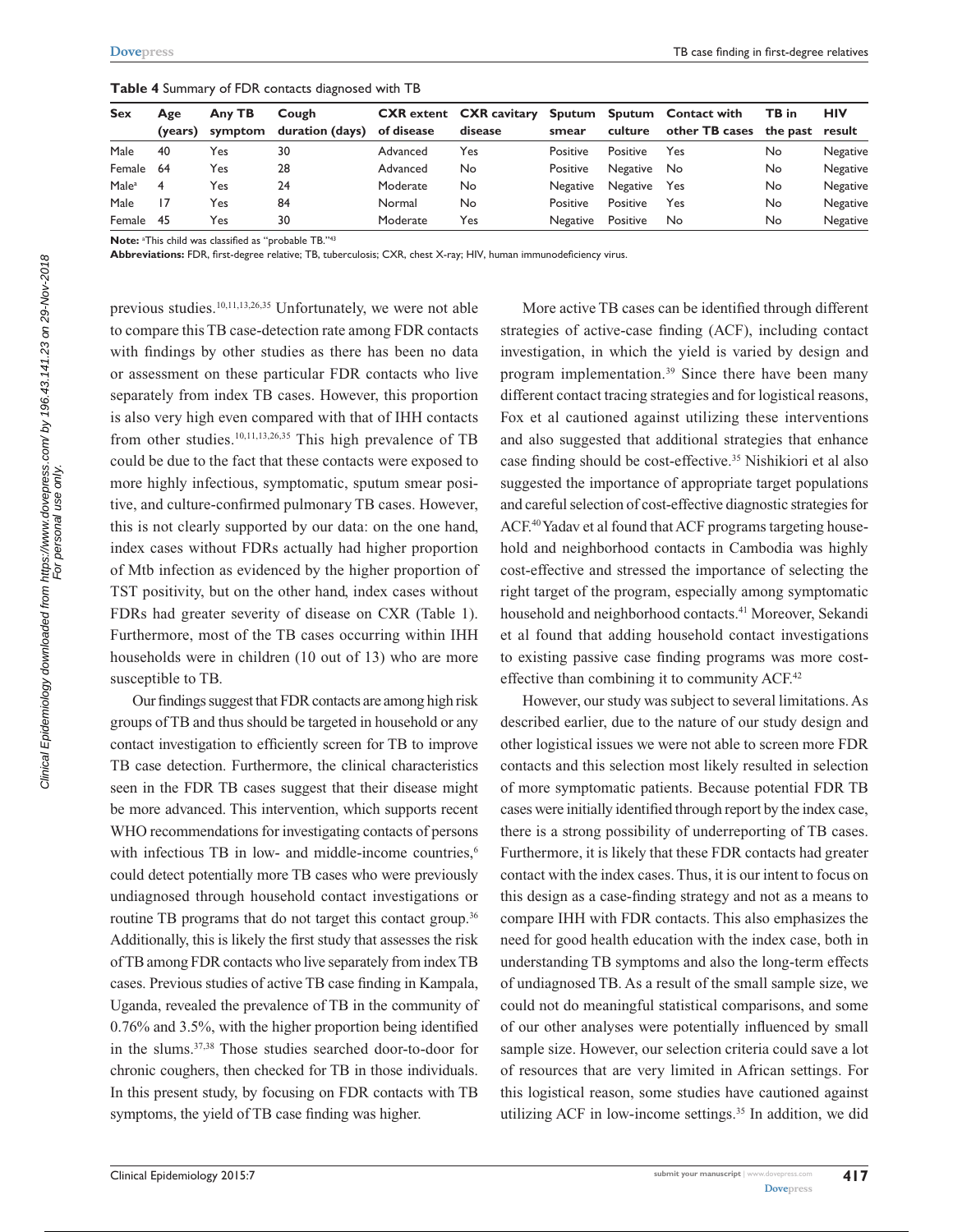**Table 4** Summary of FDR contacts diagnosed with TB

| Sex | Age (years) | Any TB symptom | Cough duration (days) | CXR extent of disease | CXR cavitary disease | Sputum smear | Sputum culture | Contact with other TB cases | TB in the past | HIV result |
|---|---|---|---|---|---|---|---|---|---|---|
| Male | 40 | Yes | 30 | Advanced | Yes | Positive | Positive | Yes | No | Negative |
| Female | 64 | Yes | 28 | Advanced | No | Positive | Negative | No | No | Negative |
| Male[a] | 4 | Yes | 24 | Moderate | No | Negative | Negative | Yes | No | Negative |
| Male | 17 | Yes | 84 | Normal | No | Positive | Positive | Yes | No | Negative |
| Female | 45 | Yes | 30 | Moderate | Yes | Negative | Positive | No | No | Negative |

**Note:** [a]This child was classified as "probable TB."[43]

**Abbreviations:** FDR, first-degree relative; TB, tuberculosis; CXR, chest X-ray; HIV, human immunodeficiency virus.

previous studies.[10,11,13,26,35] Unfortunately, we were not able to compare this TB case-detection rate among FDR contacts with findings by other studies as there has been no data or assessment on these particular FDR contacts who live separately from index TB cases. However, this proportion is also very high even compared with that of IHH contacts from other studies.[10,11,13,26,35] This high prevalence of TB could be due to the fact that these contacts were exposed to more highly infectious, symptomatic, sputum smear positive, and culture-confirmed pulmonary TB cases. However, this is not clearly supported by our data: on the one hand, index cases without FDRs actually had higher proportion of Mtb infection as evidenced by the higher proportion of TST positivity, but on the other hand, index cases without FDRs had greater severity of disease on CXR (Table 1). Furthermore, most of the TB cases occurring within IHH households were in children (10 out of 13) who are more susceptible to TB.

Our findings suggest that FDR contacts are among high risk groups of TB and thus should be targeted in household or any contact investigation to efficiently screen for TB to improve TB case detection. Furthermore, the clinical characteristics seen in the FDR TB cases suggest that their disease might be more advanced. This intervention, which supports recent WHO recommendations for investigating contacts of persons with infectious TB in low- and middle-income countries,[6] could detect potentially more TB cases who were previously undiagnosed through household contact investigations or routine TB programs that do not target this contact group.[36] Additionally, this is likely the first study that assesses the risk of TB among FDR contacts who live separately from index TB cases. Previous studies of active TB case finding in Kampala, Uganda, revealed the prevalence of TB in the community of 0.76% and 3.5%, with the higher proportion being identified in the slums.[37,38] Those studies searched door-to-door for chronic coughers, then checked for TB in those individuals. In this present study, by focusing on FDR contacts with TB symptoms, the yield of TB case finding was higher.

More active TB cases can be identified through different strategies of active-case finding (ACF), including contact investigation, in which the yield is varied by design and program implementation.[39] Since there have been many different contact tracing strategies and for logistical reasons, Fox et al cautioned against utilizing these interventions and also suggested that additional strategies that enhance case finding should be cost-effective.[35] Nishikiori et al also suggested the importance of appropriate target populations and careful selection of cost-effective diagnostic strategies for ACF.[40] Yadav et al found that ACF programs targeting household and neighborhood contacts in Cambodia was highly cost-effective and stressed the importance of selecting the right target of the program, especially among symptomatic household and neighborhood contacts.[41] Moreover, Sekandi et al found that adding household contact investigations to existing passive case finding programs was more cost-effective than combining it to community ACF.[42]

However, our study was subject to several limitations. As described earlier, due to the nature of our study design and other logistical issues we were not able to screen more FDR contacts and this selection most likely resulted in selection of more symptomatic patients. Because potential FDR TB cases were initially identified through report by the index case, there is a strong possibility of underreporting of TB cases. Furthermore, it is likely that these FDR contacts had greater contact with the index cases. Thus, it is our intent to focus on this design as a case-finding strategy and not as a means to compare IHH with FDR contacts. This also emphasizes the need for good health education with the index case, both in understanding TB symptoms and also the long-term effects of undiagnosed TB. As a result of the small sample size, we could not do meaningful statistical comparisons, and some of our other analyses were potentially influenced by small sample size. However, our selection criteria could save a lot of resources that are very limited in African settings. For this logistical reason, some studies have cautioned against utilizing ACF in low-income settings.[35] In addition, we did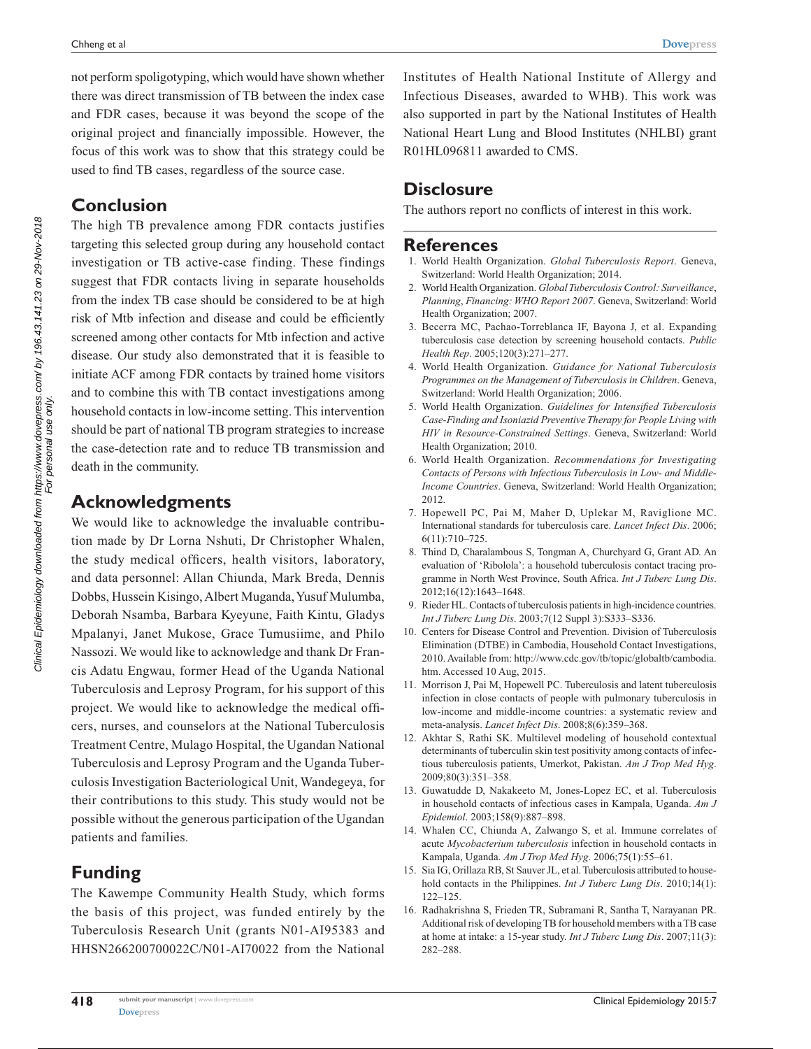not perform spoligotyping, which would have shown whether there was direct transmission of TB between the index case and FDR cases, because it was beyond the scope of the original project and financially impossible. However, the focus of this work was to show that this strategy could be used to find TB cases, regardless of the source case.

## Conclusion

The high TB prevalence among FDR contacts justifies targeting this selected group during any household contact investigation or TB active-case finding. These findings suggest that FDR contacts living in separate households from the index TB case should be considered to be at high risk of Mtb infection and disease and could be efficiently screened among other contacts for Mtb infection and active disease. Our study also demonstrated that it is feasible to initiate ACF among FDR contacts by trained home visitors and to combine this with TB contact investigations among household contacts in low-income setting. This intervention should be part of national TB program strategies to increase the case-detection rate and to reduce TB transmission and death in the community.

## Acknowledgments

We would like to acknowledge the invaluable contribution made by Dr Lorna Nshuti, Dr Christopher Whalen, the study medical officers, health visitors, laboratory, and data personnel: Allan Chiunda, Mark Breda, Dennis Dobbs, Hussein Kisingo, Albert Muganda, Yusuf Mulumba, Deborah Nsamba, Barbara Kyeyune, Faith Kintu, Gladys Mpalanyi, Janet Mukose, Grace Tumusiime, and Philo Nassozi. We would like to acknowledge and thank Dr Francis Adatu Engwau, former Head of the Uganda National Tuberculosis and Leprosy Program, for his support of this project. We would like to acknowledge the medical officers, nurses, and counselors at the National Tuberculosis Treatment Centre, Mulago Hospital, the Ugandan National Tuberculosis and Leprosy Program and the Uganda Tuberculosis Investigation Bacteriological Unit, Wandegeya, for their contributions to this study. This study would not be possible without the generous participation of the Ugandan patients and families.

## Funding

The Kawempe Community Health Study, which forms the basis of this project, was funded entirely by the Tuberculosis Research Unit (grants N01-AI95383 and HHSN266200700022C/N01-AI70022 from the National Institutes of Health National Institute of Allergy and Infectious Diseases, awarded to WHB). This work was also supported in part by the National Institutes of Health National Heart Lung and Blood Institutes (NHLBI) grant R01HL096811 awarded to CMS.

## Disclosure

The authors report no conflicts of interest in this work.

## References

1. World Health Organization. *Global Tuberculosis Report*. Geneva, Switzerland: World Health Organization; 2014.
2. World Health Organization. *Global Tuberculosis Control: Surveillance, Planning, Financing: WHO Report 2007*. Geneva, Switzerland: World Health Organization; 2007.
3. Becerra MC, Pachao-Torreblanca IF, Bayona J, et al. Expanding tuberculosis case detection by screening household contacts. *Public Health Rep*. 2005;120(3):271–277.
4. World Health Organization. *Guidance for National Tuberculosis Programmes on the Management of Tuberculosis in Children*. Geneva, Switzerland: World Health Organization; 2006.
5. World Health Organization. *Guidelines for Intensified Tuberculosis Case-Finding and Isoniazid Preventive Therapy for People Living with HIV in Resource-Constrained Settings*. Geneva, Switzerland: World Health Organization; 2010.
6. World Health Organization. *Recommendations for Investigating Contacts of Persons with Infectious Tuberculosis in Low- and Middle-Income Countries*. Geneva, Switzerland: World Health Organization; 2012.
7. Hopewell PC, Pai M, Maher D, Uplekar M, Raviglione MC. International standards for tuberculosis care. *Lancet Infect Dis*. 2006;6(11):710–725.
8. Thind D, Charalambous S, Tongman A, Churchyard G, Grant AD. An evaluation of 'Ribolola': a household tuberculosis contact tracing programme in North West Province, South Africa. *Int J Tuberc Lung Dis*. 2012;16(12):1643–1648.
9. Rieder HL. Contacts of tuberculosis patients in high-incidence countries. *Int J Tuberc Lung Dis*. 2003;7(12 Suppl 3):S333–S336.
10. Centers for Disease Control and Prevention. Division of Tuberculosis Elimination (DTBE) in Cambodia, Household Contact Investigations, 2010. Available from: http://www.cdc.gov/tb/topic/globaltb/cambodia.htm. Accessed 10 Aug, 2015.
11. Morrison J, Pai M, Hopewell PC. Tuberculosis and latent tuberculosis infection in close contacts of people with pulmonary tuberculosis in low-income and middle-income countries: a systematic review and meta-analysis. *Lancet Infect Dis*. 2008;8(6):359–368.
12. Akhtar S, Rathi SK. Multilevel modeling of household contextual determinants of tuberculin skin test positivity among contacts of infectious tuberculosis patients, Umerkot, Pakistan. *Am J Trop Med Hyg*. 2009;80(3):351–358.
13. Guwatudde D, Nakakeeto M, Jones-Lopez EC, et al. Tuberculosis in household contacts of infectious cases in Kampala, Uganda. *Am J Epidemiol*. 2003;158(9):887–898.
14. Whalen CC, Chiunda A, Zalwango S, et al. Immune correlates of acute *Mycobacterium tuberculosis* infection in household contacts in Kampala, Uganda. *Am J Trop Med Hyg*. 2006;75(1):55–61.
15. Sia IG, Orillaza RB, St Sauver JL, et al. Tuberculosis attributed to household contacts in the Philippines. *Int J Tuberc Lung Dis*. 2010;14(1):122–125.
16. Radhakrishna S, Frieden TR, Subramani R, Santha T, Narayanan PR. Additional risk of developing TB for household members with a TB case at home at intake: a 15-year study. *Int J Tuberc Lung Dis*. 2007;11(3):282–288.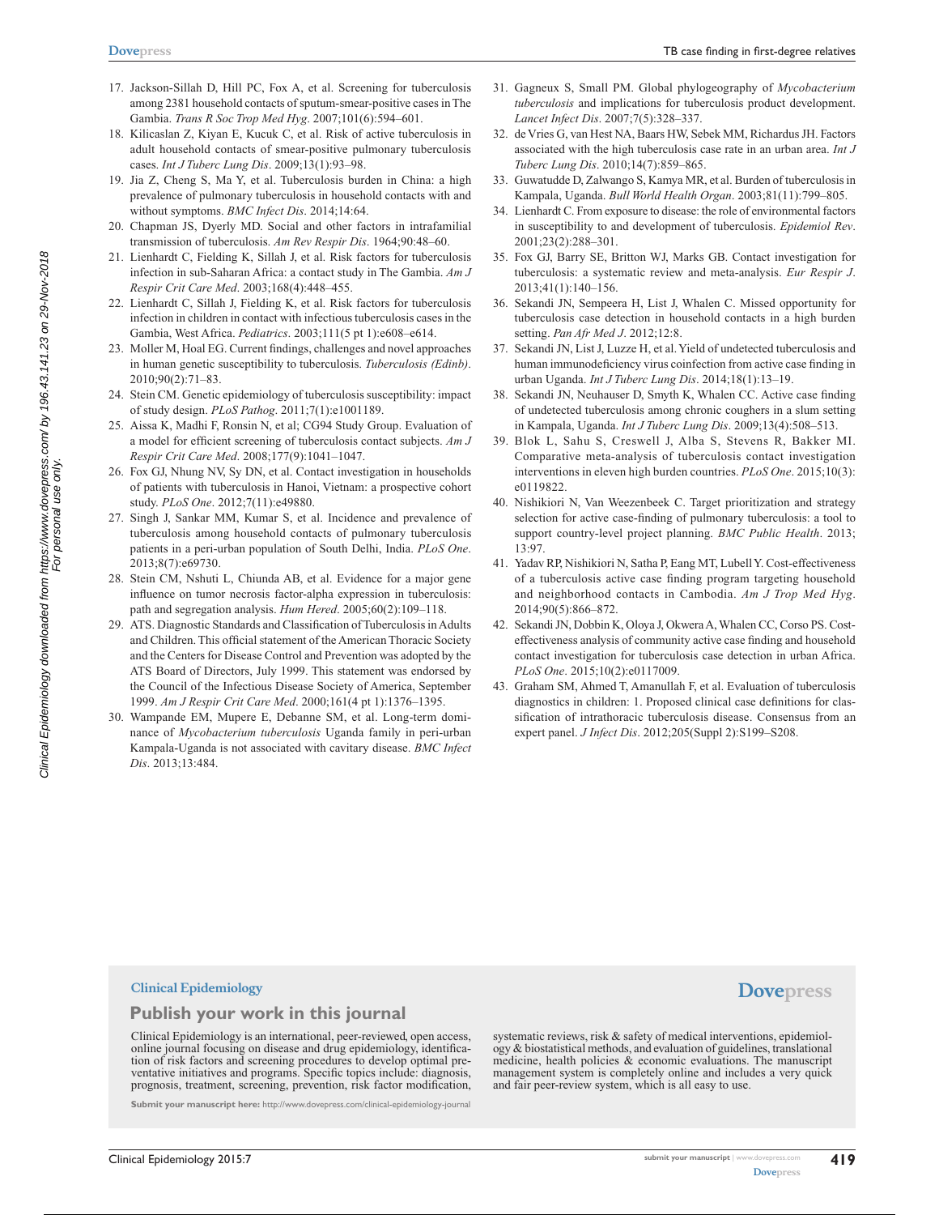17. Jackson-Sillah D, Hill PC, Fox A, et al. Screening for tuberculosis among 2381 household contacts of sputum-smear-positive cases in The Gambia. *Trans R Soc Trop Med Hyg*. 2007;101(6):594–601.
18. Kilicaslan Z, Kiyan E, Kucuk C, et al. Risk of active tuberculosis in adult household contacts of smear-positive pulmonary tuberculosis cases. *Int J Tuberc Lung Dis*. 2009;13(1):93–98.
19. Jia Z, Cheng S, Ma Y, et al. Tuberculosis burden in China: a high prevalence of pulmonary tuberculosis in household contacts with and without symptoms. *BMC Infect Dis*. 2014;14:64.
20. Chapman JS, Dyerly MD. Social and other factors in intrafamilial transmission of tuberculosis. *Am Rev Respir Dis*. 1964;90:48–60.
21. Lienhardt C, Fielding K, Sillah J, et al. Risk factors for tuberculosis infection in sub-Saharan Africa: a contact study in The Gambia. *Am J Respir Crit Care Med*. 2003;168(4):448–455.
22. Lienhardt C, Sillah J, Fielding K, et al. Risk factors for tuberculosis infection in children in contact with infectious tuberculosis cases in the Gambia, West Africa. *Pediatrics*. 2003;111(5 pt 1):e608–e614.
23. Moller M, Hoal EG. Current findings, challenges and novel approaches in human genetic susceptibility to tuberculosis. *Tuberculosis (Edinb)*. 2010;90(2):71–83.
24. Stein CM. Genetic epidemiology of tuberculosis susceptibility: impact of study design. *PLoS Pathog*. 2011;7(1):e1001189.
25. Aissa K, Madhi F, Ronsin N, et al; CG94 Study Group. Evaluation of a model for efficient screening of tuberculosis contact subjects. *Am J Respir Crit Care Med*. 2008;177(9):1041–1047.
26. Fox GJ, Nhung NV, Sy DN, et al. Contact investigation in households of patients with tuberculosis in Hanoi, Vietnam: a prospective cohort study. *PLoS One*. 2012;7(11):e49880.
27. Singh J, Sankar MM, Kumar S, et al. Incidence and prevalence of tuberculosis among household contacts of pulmonary tuberculosis patients in a peri-urban population of South Delhi, India. *PLoS One*. 2013;8(7):e69730.
28. Stein CM, Nshuti L, Chiunda AB, et al. Evidence for a major gene influence on tumor necrosis factor-alpha expression in tuberculosis: path and segregation analysis. *Hum Hered*. 2005;60(2):109–118.
29. ATS. Diagnostic Standards and Classification of Tuberculosis in Adults and Children. This official statement of the American Thoracic Society and the Centers for Disease Control and Prevention was adopted by the ATS Board of Directors, July 1999. This statement was endorsed by the Council of the Infectious Disease Society of America, September 1999. *Am J Respir Crit Care Med*. 2000;161(4 pt 1):1376–1395.
30. Wampande EM, Mupere E, Debanne SM, et al. Long-term dominance of *Mycobacterium tuberculosis* Uganda family in peri-urban Kampala-Uganda is not associated with cavitary disease. *BMC Infect Dis*. 2013;13:484.
31. Gagneux S, Small PM. Global phylogeography of *Mycobacterium tuberculosis* and implications for tuberculosis product development. *Lancet Infect Dis*. 2007;7(5):328–337.
32. de Vries G, van Hest NA, Baars HW, Sebek MM, Richardus JH. Factors associated with the high tuberculosis case rate in an urban area. *Int J Tuberc Lung Dis*. 2010;14(7):859–865.
33. Guwatudde D, Zalwango S, Kamya MR, et al. Burden of tuberculosis in Kampala, Uganda. *Bull World Health Organ*. 2003;81(11):799–805.
34. Lienhardt C. From exposure to disease: the role of environmental factors in susceptibility to and development of tuberculosis. *Epidemiol Rev*. 2001;23(2):288–301.
35. Fox GJ, Barry SE, Britton WJ, Marks GB. Contact investigation for tuberculosis: a systematic review and meta-analysis. *Eur Respir J*. 2013;41(1):140–156.
36. Sekandi JN, Sempeera H, List J, Whalen C. Missed opportunity for tuberculosis case detection in household contacts in a high burden setting. *Pan Afr Med J*. 2012;12:8.
37. Sekandi JN, List J, Luzze H, et al. Yield of undetected tuberculosis and human immunodeficiency virus coinfection from active case finding in urban Uganda. *Int J Tuberc Lung Dis*. 2014;18(1):13–19.
38. Sekandi JN, Neuhauser D, Smyth K, Whalen CC. Active case finding of undetected tuberculosis among chronic coughers in a slum setting in Kampala, Uganda. *Int J Tuberc Lung Dis*. 2009;13(4):508–513.
39. Blok L, Sahu S, Creswell J, Alba S, Stevens R, Bakker MI. Comparative meta-analysis of tuberculosis contact investigation interventions in eleven high burden countries. *PLoS One*. 2015;10(3):e0119822.
40. Nishikiori N, Van Weezenbeek C. Target prioritization and strategy selection for active case-finding of pulmonary tuberculosis: a tool to support country-level project planning. *BMC Public Health*. 2013;13:97.
41. Yadav RP, Nishikiori N, Satha P, Eang MT, Lubell Y. Cost-effectiveness of a tuberculosis active case finding program targeting household and neighborhood contacts in Cambodia. *Am J Trop Med Hyg*. 2014;90(5):866–872.
42. Sekandi JN, Dobbin K, Oloya J, Okwera A, Whalen CC, Corso PS. Cost-effectiveness analysis of community active case finding and household contact investigation for tuberculosis case detection in urban Africa. *PLoS One*. 2015;10(2):e0117009.
43. Graham SM, Ahmed T, Amanullah F, et al. Evaluation of tuberculosis diagnostics in children: 1. Proposed clinical case definitions for classification of intrathoracic tuberculosis disease. Consensus from an expert panel. *J Infect Dis*. 2012;205(Suppl 2):S199–S208.

**Clinical Epidemiology**

## Publish your work in this journal

Clinical Epidemiology is an international, peer-reviewed, open access, online journal focusing on disease and drug epidemiology, identification of risk factors and screening procedures to develop optimal preventative initiatives and programs. Specific topics include: diagnosis, prognosis, treatment, screening, prevention, risk factor modification, systematic reviews, risk & safety of medical interventions, epidemiology & biostatistical methods, and evaluation of guidelines, translational medicine, health policies & economic evaluations. The manuscript management system is completely online and includes a very quick and fair peer-review system, which is all easy to use.

**Submit your manuscript here:** http://www.dovepress.com/clinical-epidemiology-journal